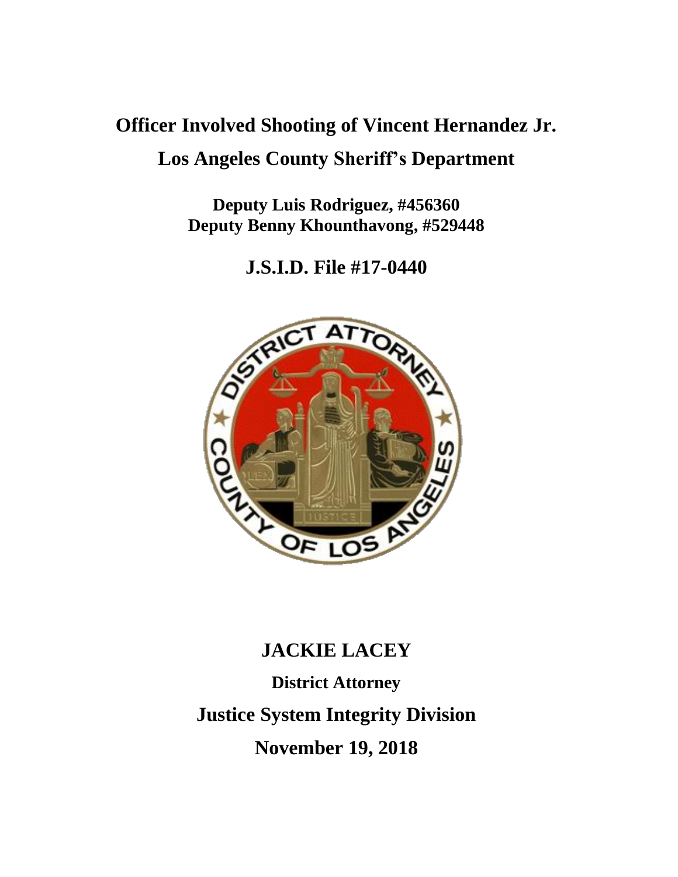# Officer Involved Shooting of Vincent Hernandez Jr.

## Los Angeles County Sheriff's Department

**Deputy Luis Rodriguez, #456360**
**Deputy Benny Khounthavong, #529448**

## J.S.I.D. File #17-0440

## JACKIE LACEY

**District Attorney**

## Justice System Integrity Division

## November 19, 2018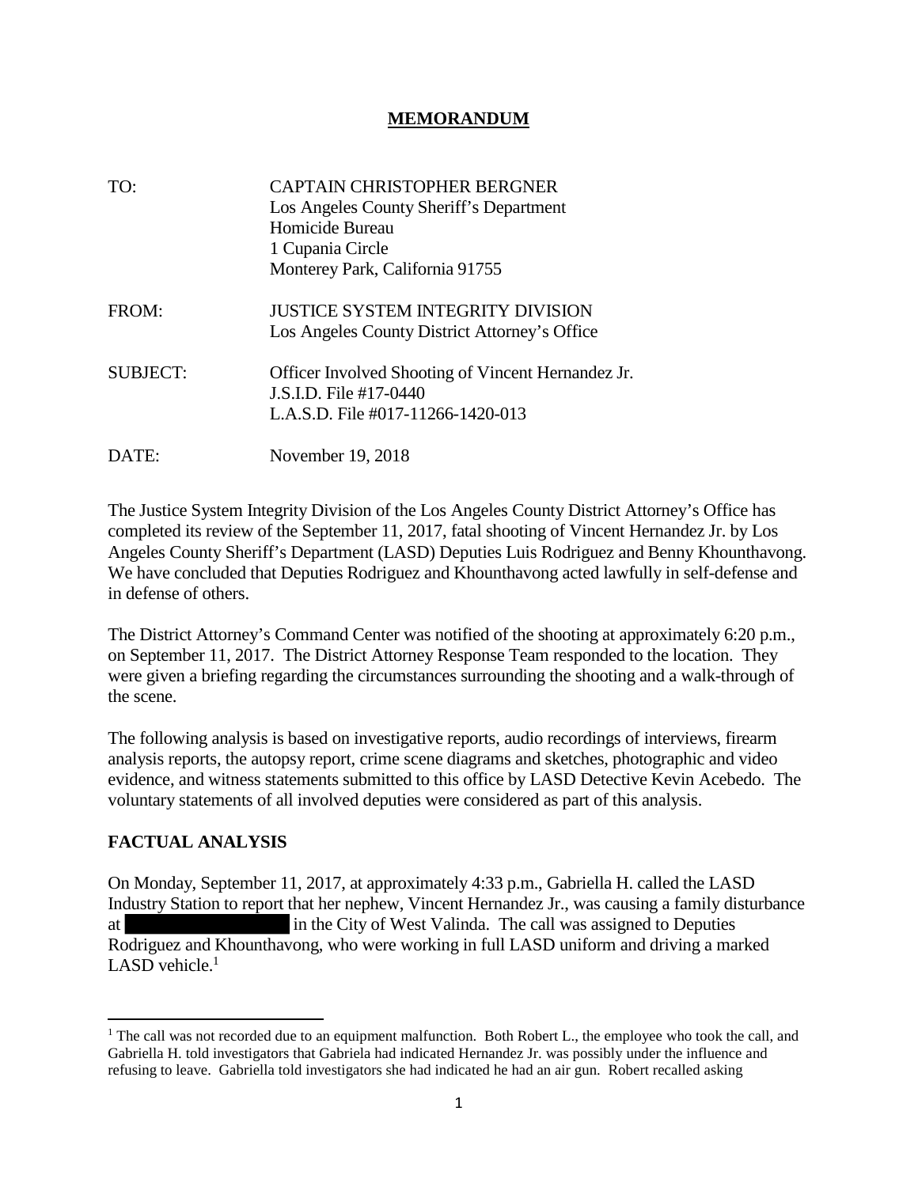## MEMORANDUM

| | |
|---|---|
| TO: | CAPTAIN CHRISTOPHER BERGNER<br>Los Angeles County Sheriff's Department<br>Homicide Bureau<br>1 Cupania Circle<br>Monterey Park, California 91755 |
| FROM: | JUSTICE SYSTEM INTEGRITY DIVISION<br>Los Angeles County District Attorney's Office |
| SUBJECT: | Officer Involved Shooting of Vincent Hernandez Jr.<br>J.S.I.D. File #17-0440<br>L.A.S.D. File #017-11266-1420-013 |
| DATE: | November 19, 2018 |

The Justice System Integrity Division of the Los Angeles County District Attorney's Office has completed its review of the September 11, 2017, fatal shooting of Vincent Hernandez Jr. by Los Angeles County Sheriff's Department (LASD) Deputies Luis Rodriguez and Benny Khounthavong. We have concluded that Deputies Rodriguez and Khounthavong acted lawfully in self-defense and in defense of others.

The District Attorney's Command Center was notified of the shooting at approximately 6:20 p.m., on September 11, 2017. The District Attorney Response Team responded to the location. They were given a briefing regarding the circumstances surrounding the shooting and a walk-through of the scene.

The following analysis is based on investigative reports, audio recordings of interviews, firearm analysis reports, the autopsy report, crime scene diagrams and sketches, photographic and video evidence, and witness statements submitted to this office by LASD Detective Kevin Acebedo. The voluntary statements of all involved deputies were considered as part of this analysis.

## FACTUAL ANALYSIS

On Monday, September 11, 2017, at approximately 4:33 p.m., Gabriella H. called the LASD Industry Station to report that her nephew, Vincent Hernandez Jr., was causing a family disturbance at [REDACTED] in the City of West Valinda. The call was assigned to Deputies Rodriguez and Khounthavong, who were working in full LASD uniform and driving a marked LASD vehicle.[1]

[1] The call was not recorded due to an equipment malfunction. Both Robert L., the employee who took the call, and Gabriella H. told investigators that Gabriela had indicated Hernandez Jr. was possibly under the influence and refusing to leave. Gabriella told investigators she had indicated he had an air gun. Robert recalled asking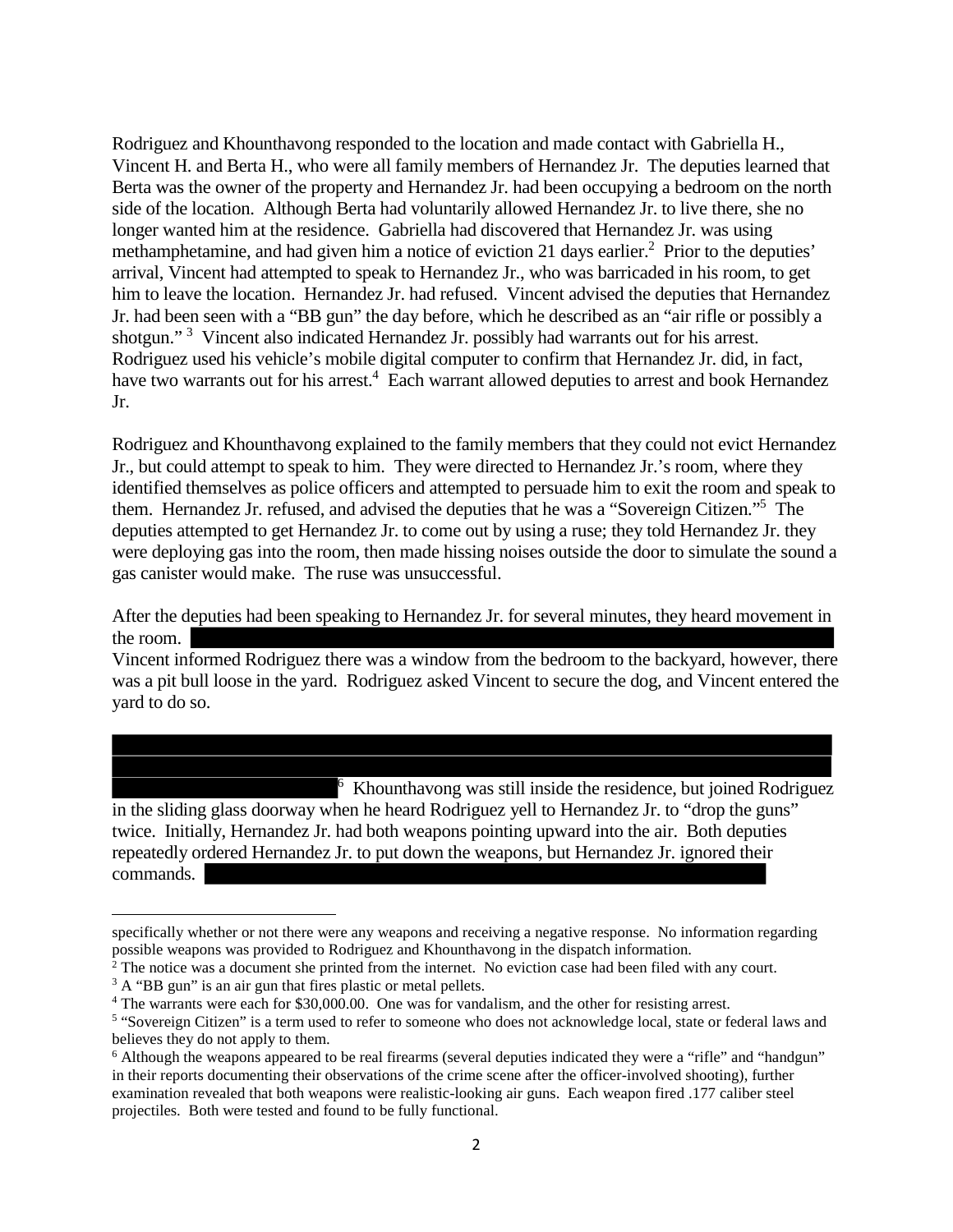Rodriguez and Khounthavong responded to the location and made contact with Gabriella H., Vincent H. and Berta H., who were all family members of Hernandez Jr. The deputies learned that Berta was the owner of the property and Hernandez Jr. had been occupying a bedroom on the north side of the location. Although Berta had voluntarily allowed Hernandez Jr. to live there, she no longer wanted him at the residence. Gabriella had discovered that Hernandez Jr. was using methamphetamine, and had given him a notice of eviction 21 days earlier.[2] Prior to the deputies' arrival, Vincent had attempted to speak to Hernandez Jr., who was barricaded in his room, to get him to leave the location. Hernandez Jr. had refused. Vincent advised the deputies that Hernandez Jr. had been seen with a "BB gun" the day before, which he described as an "air rifle or possibly a shotgun." [3] Vincent also indicated Hernandez Jr. possibly had warrants out for his arrest. Rodriguez used his vehicle's mobile digital computer to confirm that Hernandez Jr. did, in fact, have two warrants out for his arrest.[4] Each warrant allowed deputies to arrest and book Hernandez Jr.

Rodriguez and Khounthavong explained to the family members that they could not evict Hernandez Jr., but could attempt to speak to him. They were directed to Hernandez Jr.'s room, where they identified themselves as police officers and attempted to persuade him to exit the room and speak to them. Hernandez Jr. refused, and advised the deputies that he was a "Sovereign Citizen."[5] The deputies attempted to get Hernandez Jr. to come out by using a ruse; they told Hernandez Jr. they were deploying gas into the room, then made hissing noises outside the door to simulate the sound a gas canister would make. The ruse was unsuccessful.

After the deputies had been speaking to Hernandez Jr. for several minutes, they heard movement in the room. [REDACTED]
Vincent informed Rodriguez there was a window from the bedroom to the backyard, however, there was a pit bull loose in the yard. Rodriguez asked Vincent to secure the dog, and Vincent entered the yard to do so.

[REDACTED][6] Khounthavong was still inside the residence, but joined Rodriguez in the sliding glass doorway when he heard Rodriguez yell to Hernandez Jr. to "drop the guns" twice. Initially, Hernandez Jr. had both weapons pointing upward into the air. Both deputies repeatedly ordered Hernandez Jr. to put down the weapons, but Hernandez Jr. ignored their commands. [REDACTED]

---

specifically whether or not there were any weapons and receiving a negative response. No information regarding possible weapons was provided to Rodriguez and Khounthavong in the dispatch information.

[2] The notice was a document she printed from the internet. No eviction case had been filed with any court.

[3] A "BB gun" is an air gun that fires plastic or metal pellets.

[4] The warrants were each for $30,000.00. One was for vandalism, and the other for resisting arrest.

[5] "Sovereign Citizen" is a term used to refer to someone who does not acknowledge local, state or federal laws and believes they do not apply to them.

[6] Although the weapons appeared to be real firearms (several deputies indicated they were a "rifle" and "handgun" in their reports documenting their observations of the crime scene after the officer-involved shooting), further examination revealed that both weapons were realistic-looking air guns. Each weapon fired .177 caliber steel projectiles. Both were tested and found to be fully functional.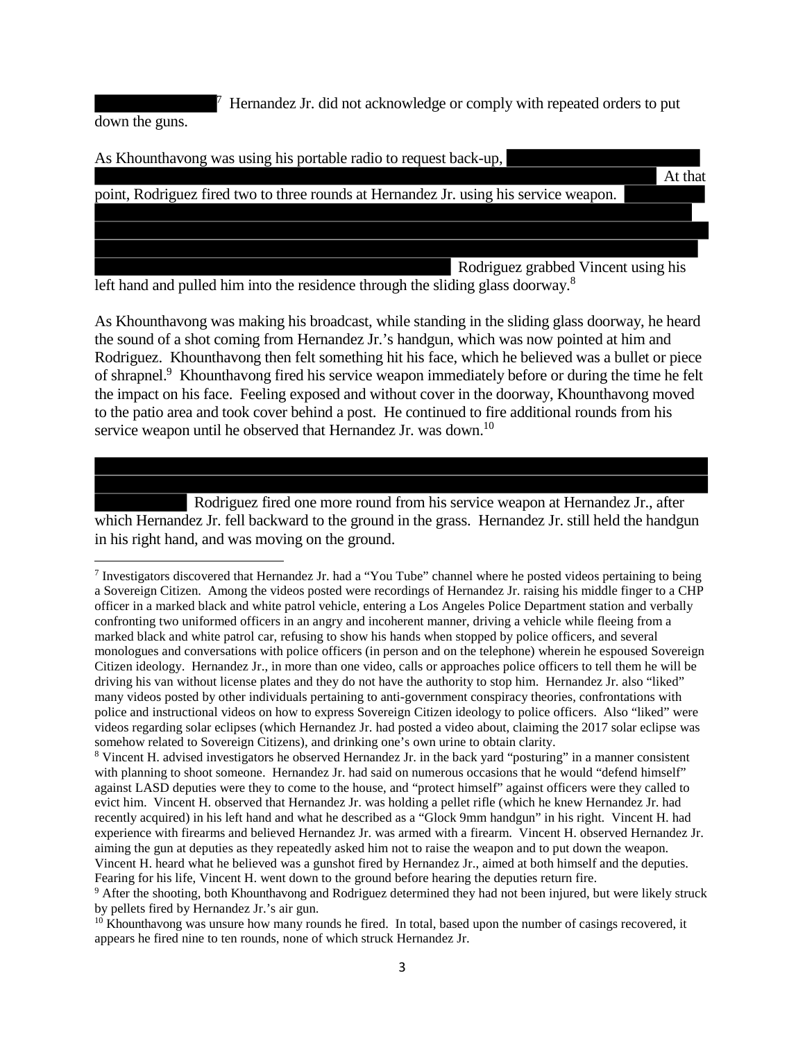[7] Hernandez Jr. did not acknowledge or comply with repeated orders to put down the guns.

As Khounthavong was using his portable radio to request back-up, At that point, Rodriguez fired two to three rounds at Hernandez Jr. using his service weapon. Rodriguez grabbed Vincent using his left hand and pulled him into the residence through the sliding glass doorway.[8]

As Khounthavong was making his broadcast, while standing in the sliding glass doorway, he heard the sound of a shot coming from Hernandez Jr.'s handgun, which was now pointed at him and Rodriguez. Khounthavong then felt something hit his face, which he believed was a bullet or piece of shrapnel.[9] Khounthavong fired his service weapon immediately before or during the time he felt the impact on his face. Feeling exposed and without cover in the doorway, Khounthavong moved to the patio area and took cover behind a post. He continued to fire additional rounds from his service weapon until he observed that Hernandez Jr. was down.[10]

Rodriguez fired one more round from his service weapon at Hernandez Jr., after which Hernandez Jr. fell backward to the ground in the grass. Hernandez Jr. still held the handgun in his right hand, and was moving on the ground.

---

[7] Investigators discovered that Hernandez Jr. had a "You Tube" channel where he posted videos pertaining to being a Sovereign Citizen. Among the videos posted were recordings of Hernandez Jr. raising his middle finger to a CHP officer in a marked black and white patrol vehicle, entering a Los Angeles Police Department station and verbally confronting two uniformed officers in an angry and incoherent manner, driving a vehicle while fleeing from a marked black and white patrol car, refusing to show his hands when stopped by police officers, and several monologues and conversations with police officers (in person and on the telephone) wherein he espoused Sovereign Citizen ideology. Hernandez Jr., in more than one video, calls or approaches police officers to tell them he will be driving his van without license plates and they do not have the authority to stop him. Hernandez Jr. also "liked" many videos posted by other individuals pertaining to anti-government conspiracy theories, confrontations with police and instructional videos on how to express Sovereign Citizen ideology to police officers. Also "liked" were videos regarding solar eclipses (which Hernandez Jr. had posted a video about, claiming the 2017 solar eclipse was somehow related to Sovereign Citizens), and drinking one's own urine to obtain clarity.

[8] Vincent H. advised investigators he observed Hernandez Jr. in the back yard "posturing" in a manner consistent with planning to shoot someone. Hernandez Jr. had said on numerous occasions that he would "defend himself" against LASD deputies were they to come to the house, and "protect himself" against officers were they called to evict him. Vincent H. observed that Hernandez Jr. was holding a pellet rifle (which he knew Hernandez Jr. had recently acquired) in his left hand and what he described as a "Glock 9mm handgun" in his right. Vincent H. had experience with firearms and believed Hernandez Jr. was armed with a firearm. Vincent H. observed Hernandez Jr. aiming the gun at deputies as they repeatedly asked him not to raise the weapon and to put down the weapon. Vincent H. heard what he believed was a gunshot fired by Hernandez Jr., aimed at both himself and the deputies. Fearing for his life, Vincent H. went down to the ground before hearing the deputies return fire.

[9] After the shooting, both Khounthavong and Rodriguez determined they had not been injured, but were likely struck by pellets fired by Hernandez Jr.'s air gun.

[10] Khounthavong was unsure how many rounds he fired. In total, based upon the number of casings recovered, it appears he fired nine to ten rounds, none of which struck Hernandez Jr.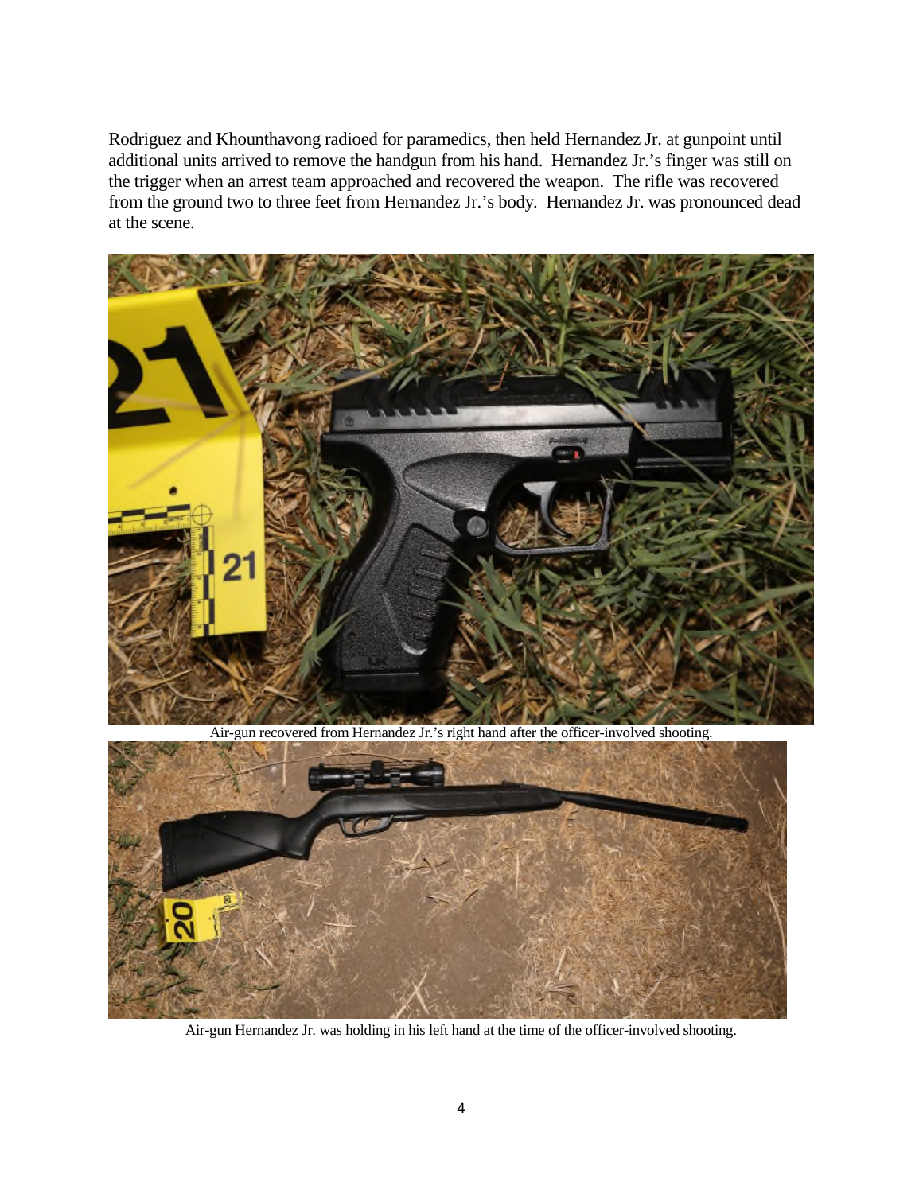Rodriguez and Khounthavong radioed for paramedics, then held Hernandez Jr. at gunpoint until additional units arrived to remove the handgun from his hand. Hernandez Jr.'s finger was still on the trigger when an arrest team approached and recovered the weapon. The rifle was recovered from the ground two to three feet from Hernandez Jr.'s body. Hernandez Jr. was pronounced dead at the scene.

Air-gun recovered from Hernandez Jr.'s right hand after the officer-involved shooting.

Air-gun Hernandez Jr. was holding in his left hand at the time of the officer-involved shooting.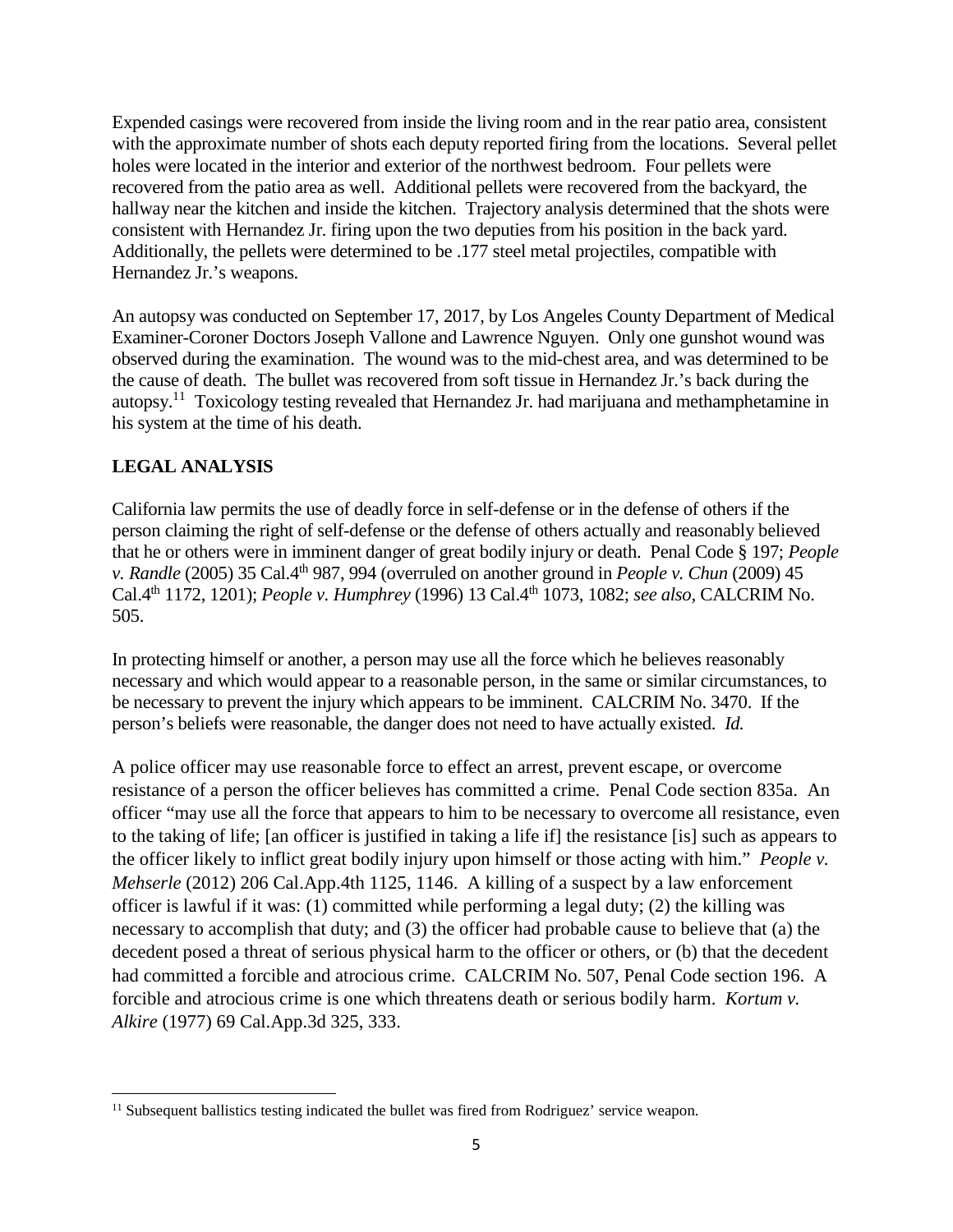Expended casings were recovered from inside the living room and in the rear patio area, consistent with the approximate number of shots each deputy reported firing from the locations. Several pellet holes were located in the interior and exterior of the northwest bedroom. Four pellets were recovered from the patio area as well. Additional pellets were recovered from the backyard, the hallway near the kitchen and inside the kitchen. Trajectory analysis determined that the shots were consistent with Hernandez Jr. firing upon the two deputies from his position in the back yard. Additionally, the pellets were determined to be .177 steel metal projectiles, compatible with Hernandez Jr.'s weapons.

An autopsy was conducted on September 17, 2017, by Los Angeles County Department of Medical Examiner-Coroner Doctors Joseph Vallone and Lawrence Nguyen. Only one gunshot wound was observed during the examination. The wound was to the mid-chest area, and was determined to be the cause of death. The bullet was recovered from soft tissue in Hernandez Jr.'s back during the autopsy.[11] Toxicology testing revealed that Hernandez Jr. had marijuana and methamphetamine in his system at the time of his death.

## LEGAL ANALYSIS

California law permits the use of deadly force in self-defense or in the defense of others if the person claiming the right of self-defense or the defense of others actually and reasonably believed that he or others were in imminent danger of great bodily injury or death. Penal Code § 197; *People v. Randle* (2005) 35 Cal.4th 987, 994 (overruled on another ground in *People v. Chun* (2009) 45 Cal.4th 1172, 1201); *People v. Humphrey* (1996) 13 Cal.4th 1073, 1082; *see also,* CALCRIM No. 505.

In protecting himself or another, a person may use all the force which he believes reasonably necessary and which would appear to a reasonable person, in the same or similar circumstances, to be necessary to prevent the injury which appears to be imminent. CALCRIM No. 3470. If the person's beliefs were reasonable, the danger does not need to have actually existed. *Id.*

A police officer may use reasonable force to effect an arrest, prevent escape, or overcome resistance of a person the officer believes has committed a crime. Penal Code section 835a. An officer "may use all the force that appears to him to be necessary to overcome all resistance, even to the taking of life; [an officer is justified in taking a life if] the resistance [is] such as appears to the officer likely to inflict great bodily injury upon himself or those acting with him." *People v. Mehserle* (2012) 206 Cal.App.4th 1125, 1146. A killing of a suspect by a law enforcement officer is lawful if it was: (1) committed while performing a legal duty; (2) the killing was necessary to accomplish that duty; and (3) the officer had probable cause to believe that (a) the decedent posed a threat of serious physical harm to the officer or others, or (b) that the decedent had committed a forcible and atrocious crime. CALCRIM No. 507, Penal Code section 196. A forcible and atrocious crime is one which threatens death or serious bodily harm. *Kortum v. Alkire* (1977) 69 Cal.App.3d 325, 333.

---

[11] Subsequent ballistics testing indicated the bullet was fired from Rodriguez' service weapon.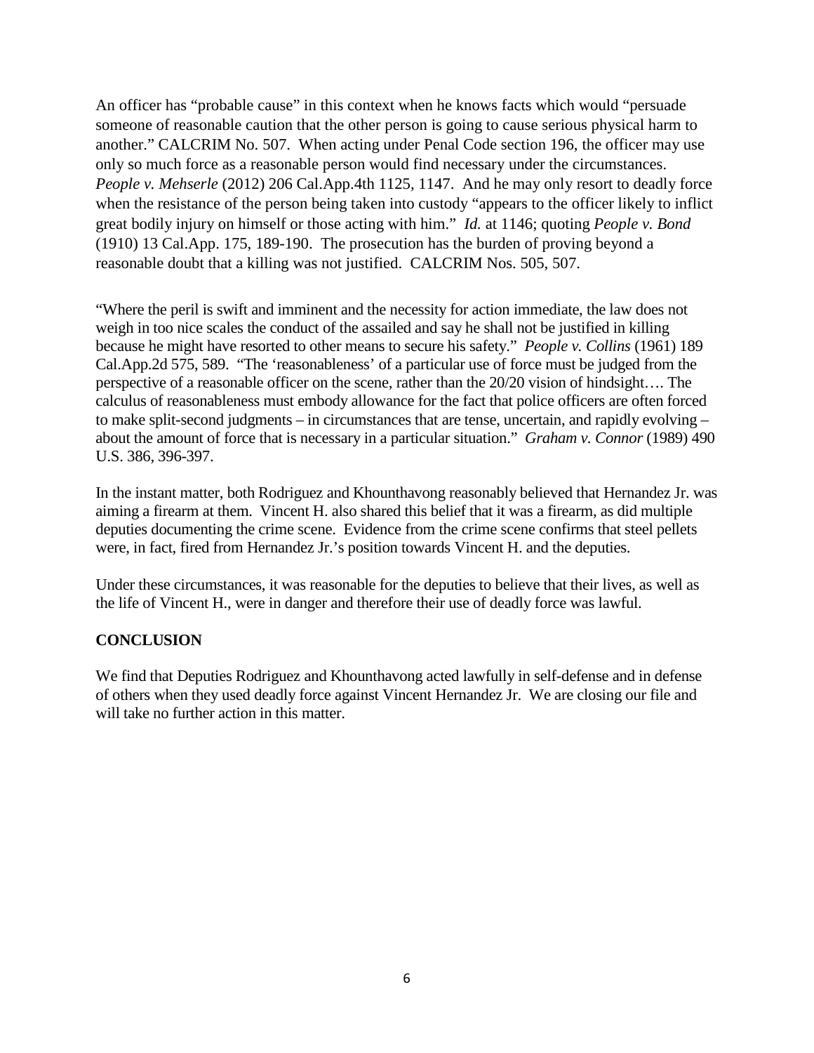An officer has "probable cause" in this context when he knows facts which would "persuade someone of reasonable caution that the other person is going to cause serious physical harm to another." CALCRIM No. 507. When acting under Penal Code section 196, the officer may use only so much force as a reasonable person would find necessary under the circumstances. *People v. Mehserle* (2012) 206 Cal.App.4th 1125, 1147. And he may only resort to deadly force when the resistance of the person being taken into custody "appears to the officer likely to inflict great bodily injury on himself or those acting with him." *Id.* at 1146; quoting *People v. Bond* (1910) 13 Cal.App. 175, 189-190. The prosecution has the burden of proving beyond a reasonable doubt that a killing was not justified. CALCRIM Nos. 505, 507.

"Where the peril is swift and imminent and the necessity for action immediate, the law does not weigh in too nice scales the conduct of the assailed and say he shall not be justified in killing because he might have resorted to other means to secure his safety." *People v. Collins* (1961) 189 Cal.App.2d 575, 589. "The 'reasonableness' of a particular use of force must be judged from the perspective of a reasonable officer on the scene, rather than the 20/20 vision of hindsight…. The calculus of reasonableness must embody allowance for the fact that police officers are often forced to make split-second judgments – in circumstances that are tense, uncertain, and rapidly evolving – about the amount of force that is necessary in a particular situation." *Graham v. Connor* (1989) 490 U.S. 386, 396-397.

In the instant matter, both Rodriguez and Khounthavong reasonably believed that Hernandez Jr. was aiming a firearm at them. Vincent H. also shared this belief that it was a firearm, as did multiple deputies documenting the crime scene. Evidence from the crime scene confirms that steel pellets were, in fact, fired from Hernandez Jr.'s position towards Vincent H. and the deputies.

Under these circumstances, it was reasonable for the deputies to believe that their lives, as well as the life of Vincent H., were in danger and therefore their use of deadly force was lawful.

## CONCLUSION

We find that Deputies Rodriguez and Khounthavong acted lawfully in self-defense and in defense of others when they used deadly force against Vincent Hernandez Jr. We are closing our file and will take no further action in this matter.